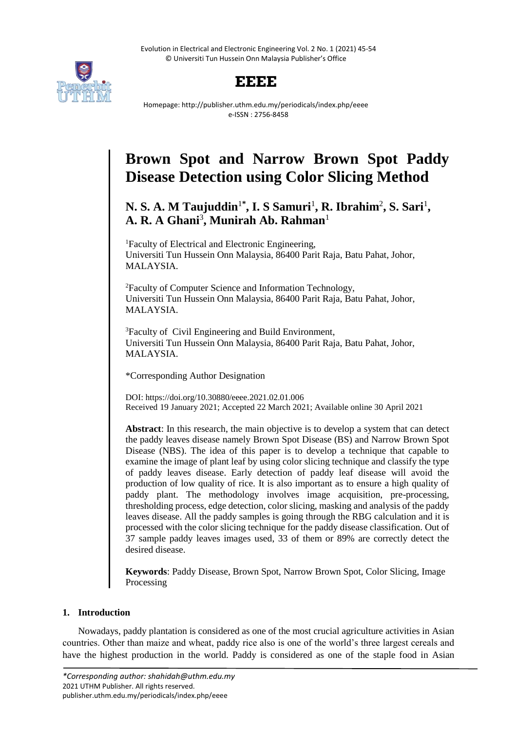# Brown Spot and Narrow Brown Spot Paddy Disease Detection using Color Slicing Method

**N. S. A. M Taujuddin[1*], I. S Samuri[1], R. Ibrahim[2], S. Sari[1], A. R. A Ghani[3], Munirah Ab. Rahman[1]**

[1]Faculty of Electrical and Electronic Engineering, Universiti Tun Hussein Onn Malaysia, 86400 Parit Raja, Batu Pahat, Johor, MALAYSIA.

[2]Faculty of Computer Science and Information Technology, Universiti Tun Hussein Onn Malaysia, 86400 Parit Raja, Batu Pahat, Johor, MALAYSIA.

[3]Faculty of Civil Engineering and Build Environment, Universiti Tun Hussein Onn Malaysia, 86400 Parit Raja, Batu Pahat, Johor, MALAYSIA.

*Corresponding Author Designation

DOI: https://doi.org/10.30880/eeee.2021.02.01.006
Received 19 January 2021; Accepted 22 March 2021; Available online 30 April 2021

**Abstract**: In this research, the main objective is to develop a system that can detect the paddy leaves disease namely Brown Spot Disease (BS) and Narrow Brown Spot Disease (NBS). The idea of this paper is to develop a technique that capable to examine the image of plant leaf by using color slicing technique and classify the type of paddy leaves disease. Early detection of paddy leaf disease will avoid the production of low quality of rice. It is also important as to ensure a high quality of paddy plant. The methodology involves image acquisition, pre-processing, thresholding process, edge detection, color slicing, masking and analysis of the paddy leaves disease. All the paddy samples is going through the RBG calculation and it is processed with the color slicing technique for the paddy disease classification. Out of 37 sample paddy leaves images used, 33 of them or 89% are correctly detect the desired disease.

**Keywords**: Paddy Disease, Brown Spot, Narrow Brown Spot, Color Slicing, Image Processing

## 1. Introduction

Nowadays, paddy plantation is considered as one of the most crucial agriculture activities in Asian countries. Other than maize and wheat, paddy rice also is one of the world's three largest cereals and have the highest production in the world. Paddy is considered as one of the staple food in Asian

*\*Corresponding author: shahidah@uthm.edu.my*
2021 UTHM Publisher. All rights reserved.
publisher.uthm.edu.my/periodicals/index.php/eeee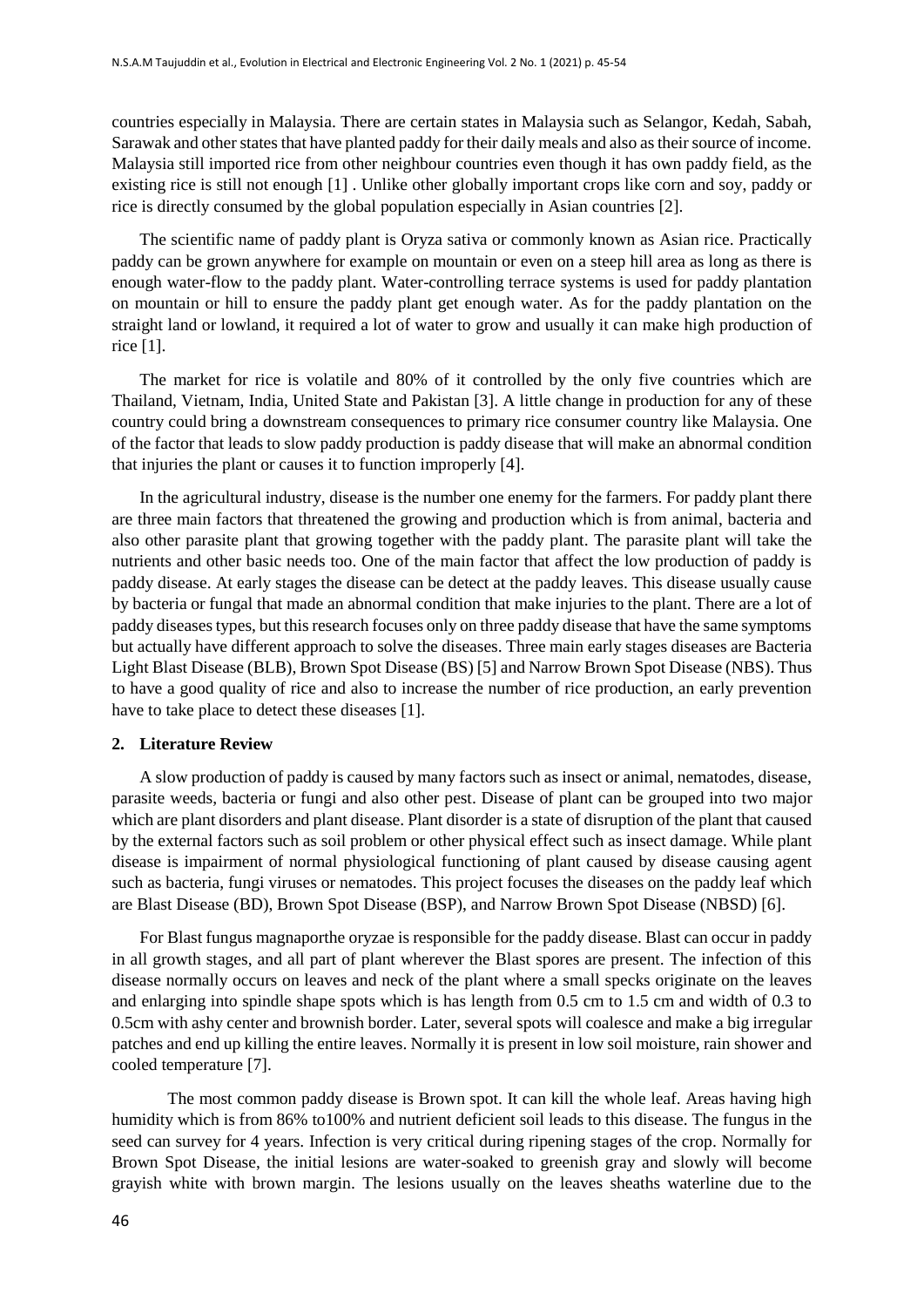countries especially in Malaysia. There are certain states in Malaysia such as Selangor, Kedah, Sabah, Sarawak and other states that have planted paddy for their daily meals and also as their source of income. Malaysia still imported rice from other neighbour countries even though it has own paddy field, as the existing rice is still not enough [1] . Unlike other globally important crops like corn and soy, paddy or rice is directly consumed by the global population especially in Asian countries [2].

The scientific name of paddy plant is Oryza sativa or commonly known as Asian rice. Practically paddy can be grown anywhere for example on mountain or even on a steep hill area as long as there is enough water-flow to the paddy plant. Water-controlling terrace systems is used for paddy plantation on mountain or hill to ensure the paddy plant get enough water. As for the paddy plantation on the straight land or lowland, it required a lot of water to grow and usually it can make high production of rice [1].

The market for rice is volatile and 80% of it controlled by the only five countries which are Thailand, Vietnam, India, United State and Pakistan [3]. A little change in production for any of these country could bring a downstream consequences to primary rice consumer country like Malaysia. One of the factor that leads to slow paddy production is paddy disease that will make an abnormal condition that injuries the plant or causes it to function improperly [4].

In the agricultural industry, disease is the number one enemy for the farmers. For paddy plant there are three main factors that threatened the growing and production which is from animal, bacteria and also other parasite plant that growing together with the paddy plant. The parasite plant will take the nutrients and other basic needs too. One of the main factor that affect the low production of paddy is paddy disease. At early stages the disease can be detect at the paddy leaves. This disease usually cause by bacteria or fungal that made an abnormal condition that make injuries to the plant. There are a lot of paddy diseases types, but this research focuses only on three paddy disease that have the same symptoms but actually have different approach to solve the diseases. Three main early stages diseases are Bacteria Light Blast Disease (BLB), Brown Spot Disease (BS) [5] and Narrow Brown Spot Disease (NBS). Thus to have a good quality of rice and also to increase the number of rice production, an early prevention have to take place to detect these diseases [1].

## 2. Literature Review

A slow production of paddy is caused by many factors such as insect or animal, nematodes, disease, parasite weeds, bacteria or fungi and also other pest. Disease of plant can be grouped into two major which are plant disorders and plant disease. Plant disorder is a state of disruption of the plant that caused by the external factors such as soil problem or other physical effect such as insect damage. While plant disease is impairment of normal physiological functioning of plant caused by disease causing agent such as bacteria, fungi viruses or nematodes. This project focuses the diseases on the paddy leaf which are Blast Disease (BD), Brown Spot Disease (BSP), and Narrow Brown Spot Disease (NBSD) [6].

For Blast fungus magnaporthe oryzae is responsible for the paddy disease. Blast can occur in paddy in all growth stages, and all part of plant wherever the Blast spores are present. The infection of this disease normally occurs on leaves and neck of the plant where a small specks originate on the leaves and enlarging into spindle shape spots which is has length from 0.5 cm to 1.5 cm and width of 0.3 to 0.5cm with ashy center and brownish border. Later, several spots will coalesce and make a big irregular patches and end up killing the entire leaves. Normally it is present in low soil moisture, rain shower and cooled temperature [7].

The most common paddy disease is Brown spot. It can kill the whole leaf. Areas having high humidity which is from 86% to100% and nutrient deficient soil leads to this disease. The fungus in the seed can survey for 4 years. Infection is very critical during ripening stages of the crop. Normally for Brown Spot Disease, the initial lesions are water-soaked to greenish gray and slowly will become grayish white with brown margin. The lesions usually on the leaves sheaths waterline due to the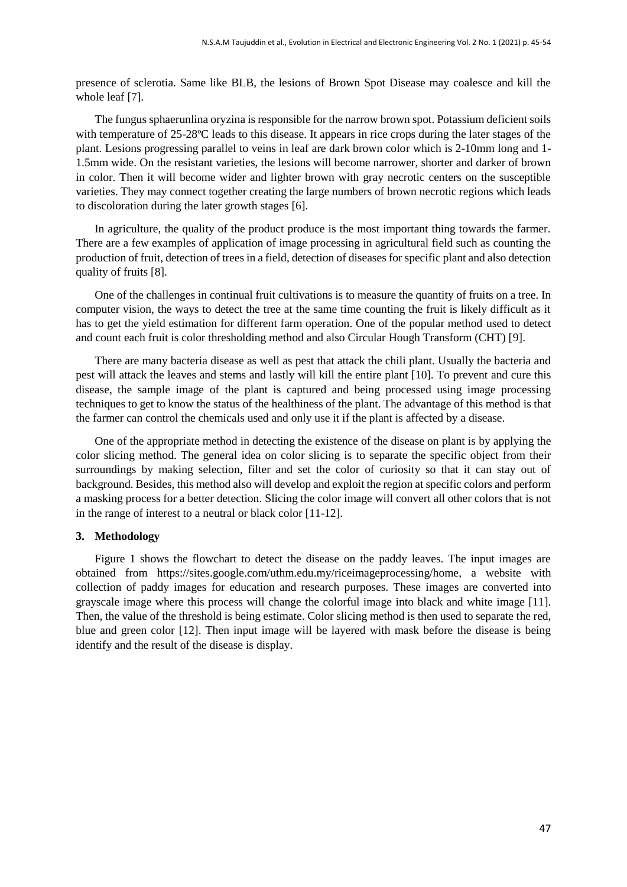presence of sclerotia. Same like BLB, the lesions of Brown Spot Disease may coalesce and kill the whole leaf [7].

The fungus sphaerunlina oryzina is responsible for the narrow brown spot. Potassium deficient soils with temperature of 25-28ºC leads to this disease. It appears in rice crops during the later stages of the plant. Lesions progressing parallel to veins in leaf are dark brown color which is 2-10mm long and 1-1.5mm wide. On the resistant varieties, the lesions will become narrower, shorter and darker of brown in color. Then it will become wider and lighter brown with gray necrotic centers on the susceptible varieties. They may connect together creating the large numbers of brown necrotic regions which leads to discoloration during the later growth stages [6].

In agriculture, the quality of the product produce is the most important thing towards the farmer. There are a few examples of application of image processing in agricultural field such as counting the production of fruit, detection of trees in a field, detection of diseases for specific plant and also detection quality of fruits [8].

One of the challenges in continual fruit cultivations is to measure the quantity of fruits on a tree. In computer vision, the ways to detect the tree at the same time counting the fruit is likely difficult as it has to get the yield estimation for different farm operation. One of the popular method used to detect and count each fruit is color thresholding method and also Circular Hough Transform (CHT) [9].

There are many bacteria disease as well as pest that attack the chili plant. Usually the bacteria and pest will attack the leaves and stems and lastly will kill the entire plant [10]. To prevent and cure this disease, the sample image of the plant is captured and being processed using image processing techniques to get to know the status of the healthiness of the plant. The advantage of this method is that the farmer can control the chemicals used and only use it if the plant is affected by a disease.

One of the appropriate method in detecting the existence of the disease on plant is by applying the color slicing method. The general idea on color slicing is to separate the specific object from their surroundings by making selection, filter and set the color of curiosity so that it can stay out of background. Besides, this method also will develop and exploit the region at specific colors and perform a masking process for a better detection. Slicing the color image will convert all other colors that is not in the range of interest to a neutral or black color [11-12].

## 3. Methodology

Figure 1 shows the flowchart to detect the disease on the paddy leaves. The input images are obtained from https://sites.google.com/uthm.edu.my/riceimageprocessing/home, a website with collection of paddy images for education and research purposes. These images are converted into grayscale image where this process will change the colorful image into black and white image [11]. Then, the value of the threshold is being estimate. Color slicing method is then used to separate the red, blue and green color [12]. Then input image will be layered with mask before the disease is being identify and the result of the disease is display.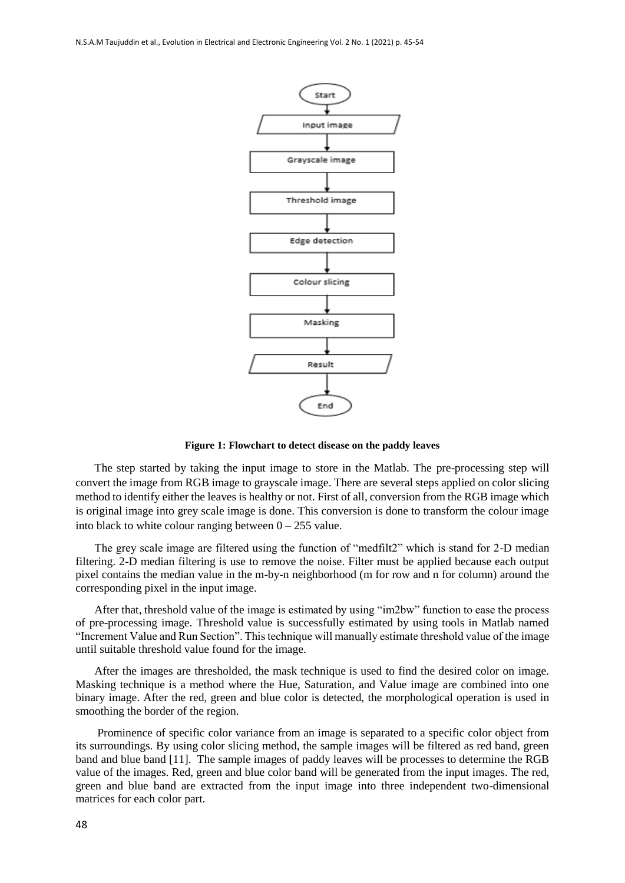**Figure 1: Flowchart to detect disease on the paddy leaves**

The step started by taking the input image to store in the Matlab. The pre-processing step will convert the image from RGB image to grayscale image. There are several steps applied on color slicing method to identify either the leaves is healthy or not. First of all, conversion from the RGB image which is original image into grey scale image is done. This conversion is done to transform the colour image into black to white colour ranging between 0 – 255 value.

The grey scale image are filtered using the function of "medfilt2" which is stand for 2-D median filtering. 2-D median filtering is use to remove the noise. Filter must be applied because each output pixel contains the median value in the m-by-n neighborhood (m for row and n for column) around the corresponding pixel in the input image.

After that, threshold value of the image is estimated by using "im2bw" function to ease the process of pre-processing image. Threshold value is successfully estimated by using tools in Matlab named "Increment Value and Run Section". This technique will manually estimate threshold value of the image until suitable threshold value found for the image.

After the images are thresholded, the mask technique is used to find the desired color on image. Masking technique is a method where the Hue, Saturation, and Value image are combined into one binary image. After the red, green and blue color is detected, the morphological operation is used in smoothing the border of the region.

Prominence of specific color variance from an image is separated to a specific color object from its surroundings. By using color slicing method, the sample images will be filtered as red band, green band and blue band [11]. The sample images of paddy leaves will be processes to determine the RGB value of the images. Red, green and blue color band will be generated from the input images. The red, green and blue band are extracted from the input image into three independent two-dimensional matrices for each color part.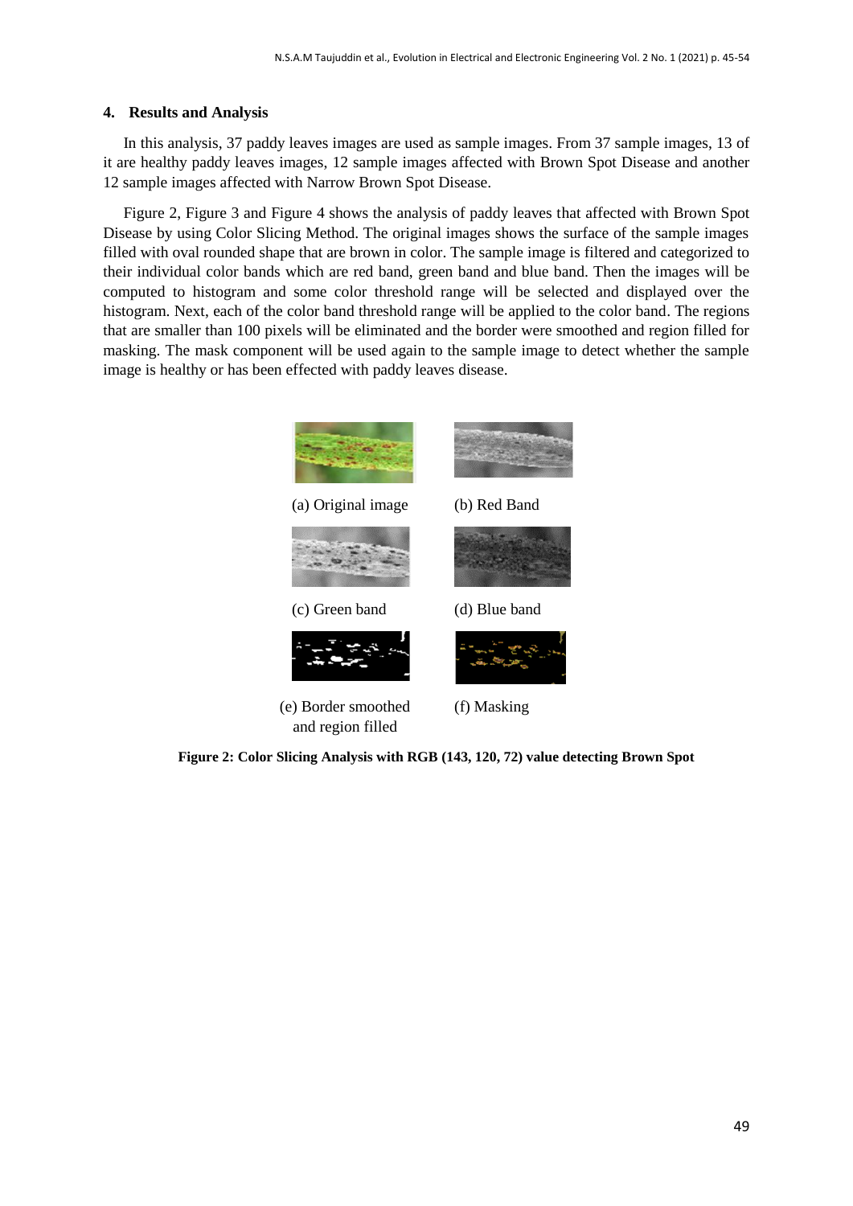## 4. Results and Analysis

In this analysis, 37 paddy leaves images are used as sample images. From 37 sample images, 13 of it are healthy paddy leaves images, 12 sample images affected with Brown Spot Disease and another 12 sample images affected with Narrow Brown Spot Disease.

Figure 2, Figure 3 and Figure 4 shows the analysis of paddy leaves that affected with Brown Spot Disease by using Color Slicing Method. The original images shows the surface of the sample images filled with oval rounded shape that are brown in color. The sample image is filtered and categorized to their individual color bands which are red band, green band and blue band. Then the images will be computed to histogram and some color threshold range will be selected and displayed over the histogram. Next, each of the color band threshold range will be applied to the color band. The regions that are smaller than 100 pixels will be eliminated and the border were smoothed and region filled for masking. The mask component will be used again to the sample image to detect whether the sample image is healthy or has been effected with paddy leaves disease.

(a) Original image

(b) Red Band

(c) Green band

(d) Blue band

(e) Border smoothed and region filled

(f) Masking

**Figure 2: Color Slicing Analysis with RGB (143, 120, 72) value detecting Brown Spot**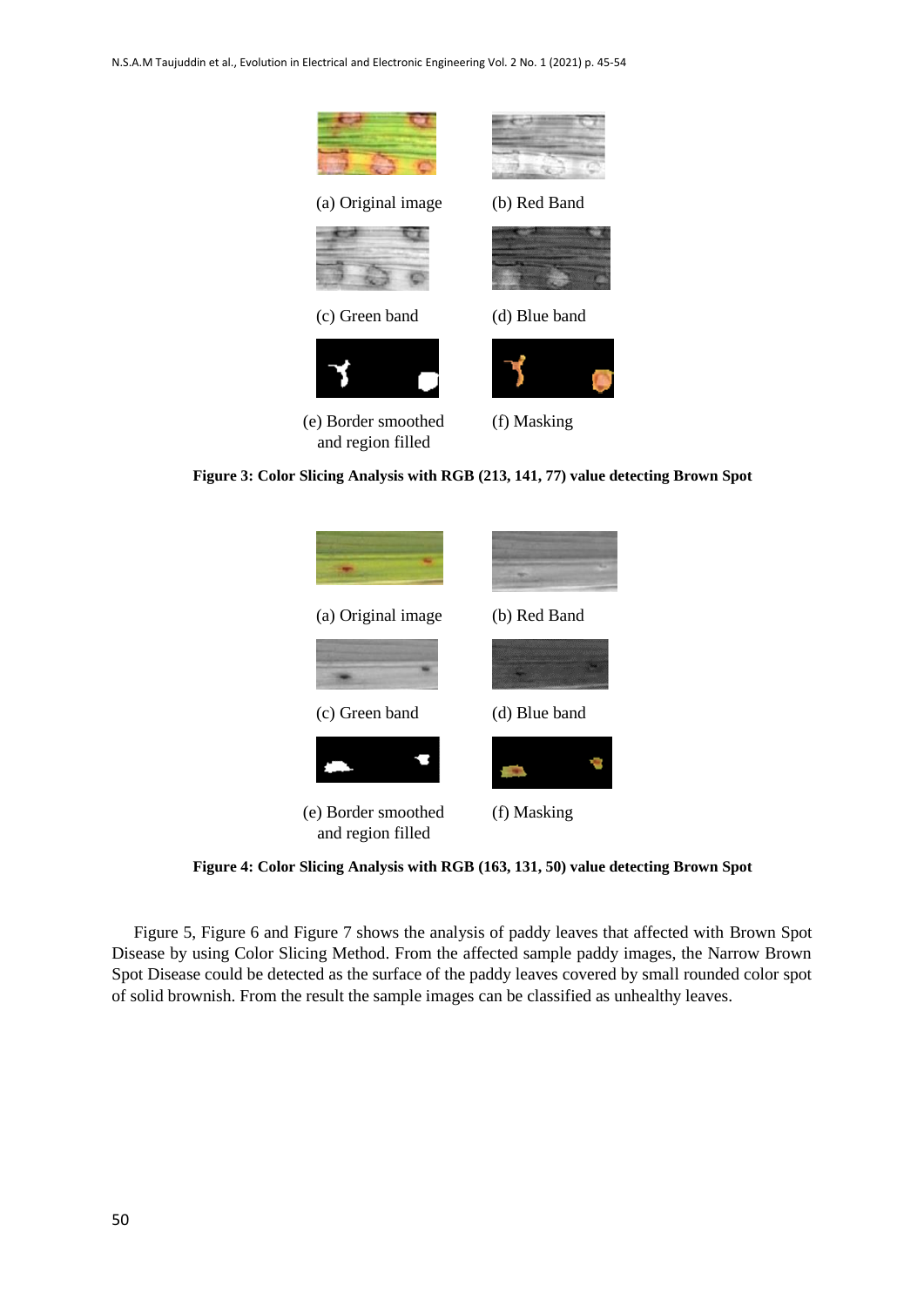(a) Original image

(b) Red Band

(c) Green band

(d) Blue band

(e) Border smoothed and region filled

(f) Masking

**Figure 3: Color Slicing Analysis with RGB (213, 141, 77) value detecting Brown Spot**

(a) Original image

(b) Red Band

(c) Green band

(d) Blue band

(e) Border smoothed and region filled

(f) Masking

**Figure 4: Color Slicing Analysis with RGB (163, 131, 50) value detecting Brown Spot**

Figure 5, Figure 6 and Figure 7 shows the analysis of paddy leaves that affected with Brown Spot Disease by using Color Slicing Method. From the affected sample paddy images, the Narrow Brown Spot Disease could be detected as the surface of the paddy leaves covered by small rounded color spot of solid brownish. From the result the sample images can be classified as unhealthy leaves.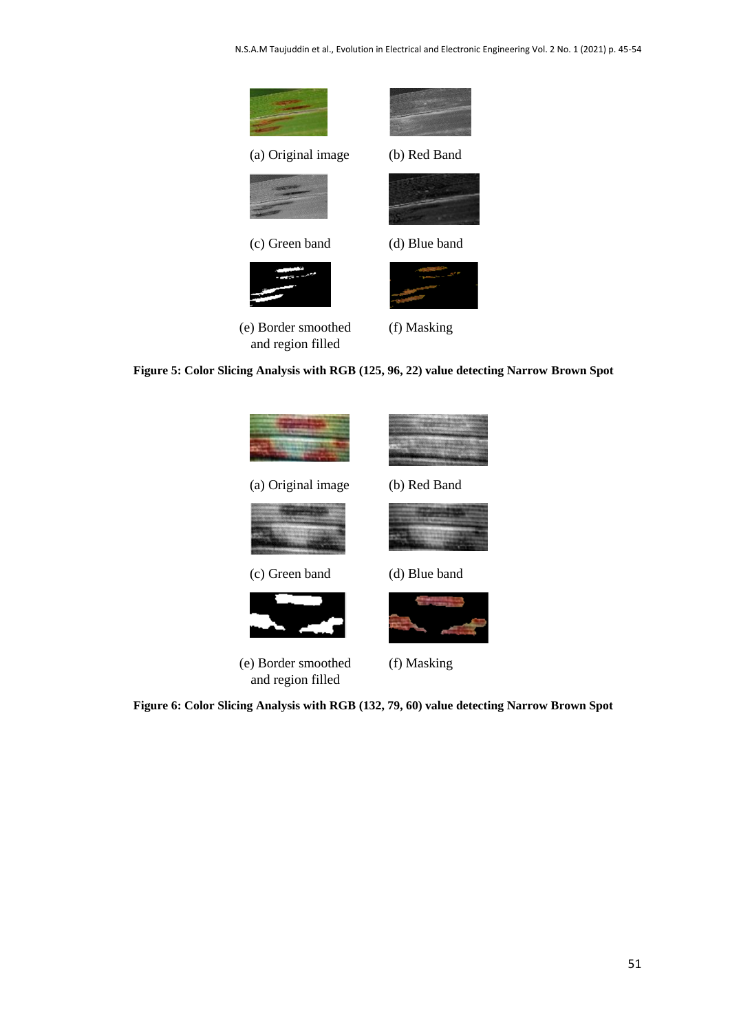(a) Original image

(b) Red Band

(c) Green band

(d) Blue band

(e) Border smoothed and region filled

(f) Masking

**Figure 5: Color Slicing Analysis with RGB (125, 96, 22) value detecting Narrow Brown Spot**

(a) Original image

(b) Red Band

(c) Green band

(d) Blue band

(e) Border smoothed and region filled

(f) Masking

**Figure 6: Color Slicing Analysis with RGB (132, 79, 60) value detecting Narrow Brown Spot**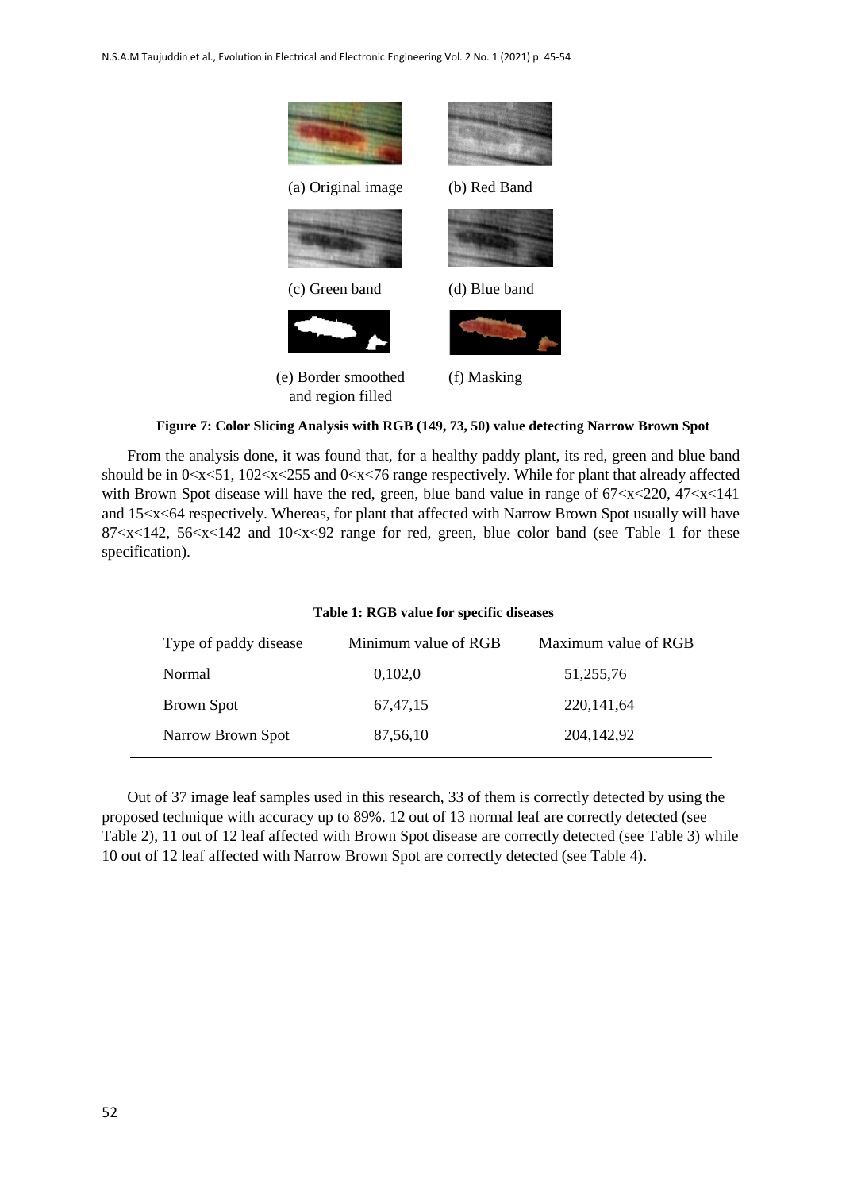(a) Original image

(b) Red Band

(c) Green band

(d) Blue band

(e) Border smoothed and region filled

(f) Masking

**Figure 7: Color Slicing Analysis with RGB (149, 73, 50) value detecting Narrow Brown Spot**

From the analysis done, it was found that, for a healthy paddy plant, its red, green and blue band should be in $0<x<51$, $102<x<255$ and $0<x<76$ range respectively. While for plant that already affected with Brown Spot disease will have the red, green, blue band value in range of $67<x<220$, $47<x<141$ and $15<x<64$ respectively. Whereas, for plant that affected with Narrow Brown Spot usually will have $87<x<142$, $56<x<142$ and $10<x<92$ range for red, green, blue color band (see Table 1 for these specification).

**Table 1: RGB value for specific diseases**

| Type of paddy disease | Minimum value of RGB | Maximum value of RGB |
| --- | --- | --- |
| Normal | 0,102,0 | 51,255,76 |
| Brown Spot | 67,47,15 | 220,141,64 |
| Narrow Brown Spot | 87,56,10 | 204,142,92 |

Out of 37 image leaf samples used in this research, 33 of them is correctly detected by using the proposed technique with accuracy up to 89%. 12 out of 13 normal leaf are correctly detected (see Table 2), 11 out of 12 leaf affected with Brown Spot disease are correctly detected (see Table 3) while 10 out of 12 leaf affected with Narrow Brown Spot are correctly detected (see Table 4).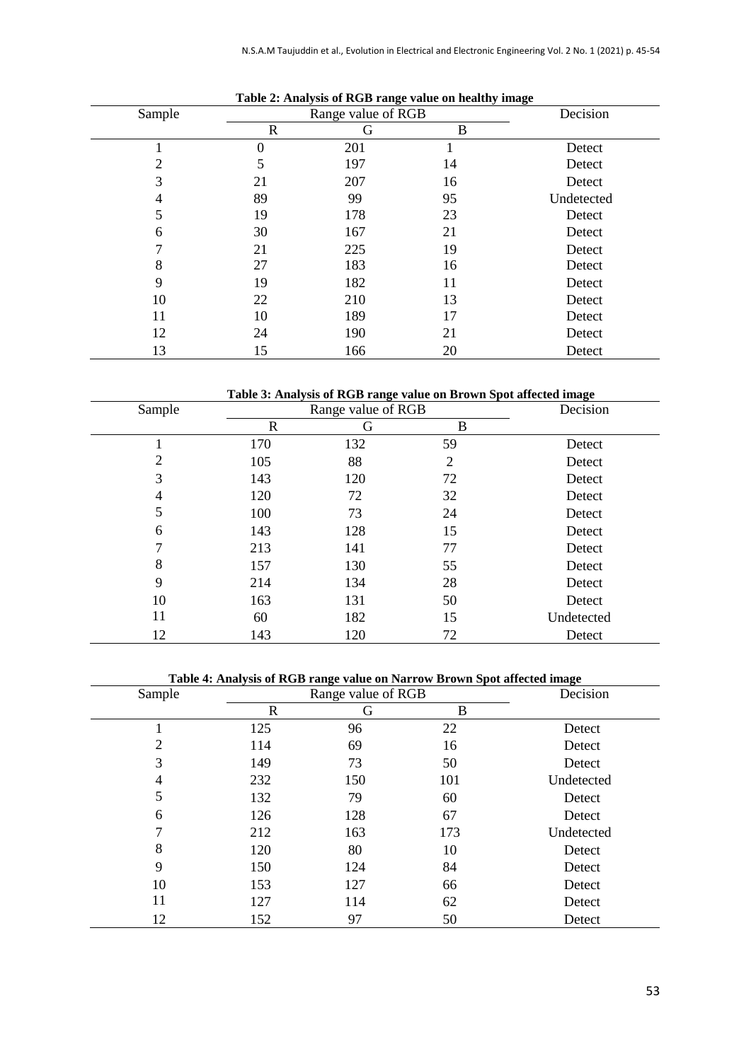**Table 2: Analysis of RGB range value on healthy image**

| Sample | Range value of RGB | | | Decision |
|---|---|---|---|---|
| | R | G | B | |
| 1 | 0 | 201 | 1 | Detect |
| 2 | 5 | 197 | 14 | Detect |
| 3 | 21 | 207 | 16 | Detect |
| 4 | 89 | 99 | 95 | Undetected |
| 5 | 19 | 178 | 23 | Detect |
| 6 | 30 | 167 | 21 | Detect |
| 7 | 21 | 225 | 19 | Detect |
| 8 | 27 | 183 | 16 | Detect |
| 9 | 19 | 182 | 11 | Detect |
| 10 | 22 | 210 | 13 | Detect |
| 11 | 10 | 189 | 17 | Detect |
| 12 | 24 | 190 | 21 | Detect |
| 13 | 15 | 166 | 20 | Detect |

**Table 3: Analysis of RGB range value on Brown Spot affected image**

| Sample | Range value of RGB | | | Decision |
|---|---|---|---|---|
| | R | G | B | |
| 1 | 170 | 132 | 59 | Detect |
| 2 | 105 | 88 | 2 | Detect |
| 3 | 143 | 120 | 72 | Detect |
| 4 | 120 | 72 | 32 | Detect |
| 5 | 100 | 73 | 24 | Detect |
| 6 | 143 | 128 | 15 | Detect |
| 7 | 213 | 141 | 77 | Detect |
| 8 | 157 | 130 | 55 | Detect |
| 9 | 214 | 134 | 28 | Detect |
| 10 | 163 | 131 | 50 | Detect |
| 11 | 60 | 182 | 15 | Undetected |
| 12 | 143 | 120 | 72 | Detect |

**Table 4: Analysis of RGB range value on Narrow Brown Spot affected image**

| Sample | Range value of RGB | | | Decision |
|---|---|---|---|---|
| | R | G | B | |
| 1 | 125 | 96 | 22 | Detect |
| 2 | 114 | 69 | 16 | Detect |
| 3 | 149 | 73 | 50 | Detect |
| 4 | 232 | 150 | 101 | Undetected |
| 5 | 132 | 79 | 60 | Detect |
| 6 | 126 | 128 | 67 | Detect |
| 7 | 212 | 163 | 173 | Undetected |
| 8 | 120 | 80 | 10 | Detect |
| 9 | 150 | 124 | 84 | Detect |
| 10 | 153 | 127 | 66 | Detect |
| 11 | 127 | 114 | 62 | Detect |
| 12 | 152 | 97 | 50 | Detect |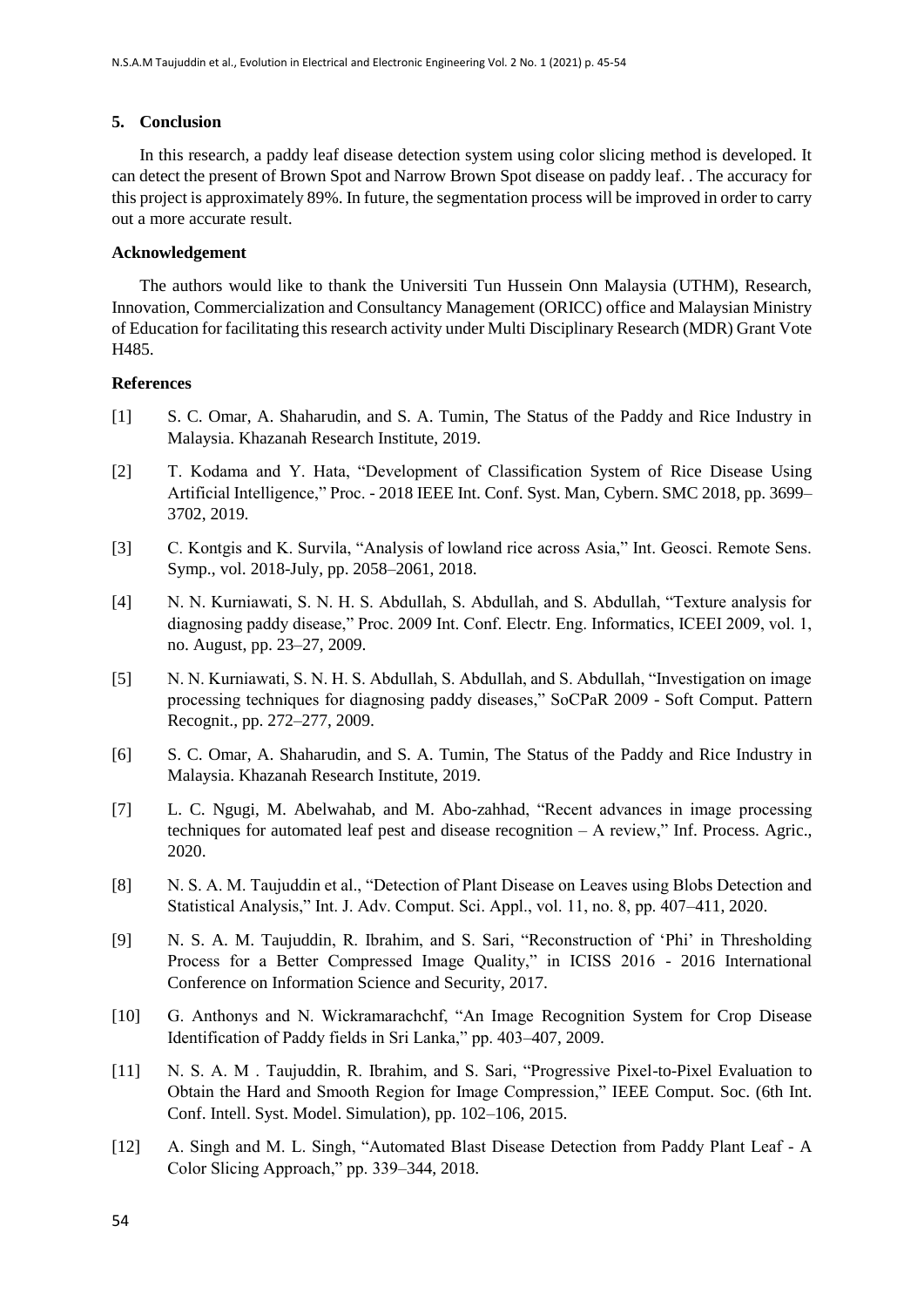## 5. Conclusion

In this research, a paddy leaf disease detection system using color slicing method is developed. It can detect the present of Brown Spot and Narrow Brown Spot disease on paddy leaf. . The accuracy for this project is approximately 89%. In future, the segmentation process will be improved in order to carry out a more accurate result.

### Acknowledgement

The authors would like to thank the Universiti Tun Hussein Onn Malaysia (UTHM), Research, Innovation, Commercialization and Consultancy Management (ORICC) office and Malaysian Ministry of Education for facilitating this research activity under Multi Disciplinary Research (MDR) Grant Vote H485.

### References

[1] S. C. Omar, A. Shaharudin, and S. A. Tumin, The Status of the Paddy and Rice Industry in Malaysia. Khazanah Research Institute, 2019.

[2] T. Kodama and Y. Hata, "Development of Classification System of Rice Disease Using Artificial Intelligence," Proc. - 2018 IEEE Int. Conf. Syst. Man, Cybern. SMC 2018, pp. 3699–3702, 2019.

[3] C. Kontgis and K. Survila, "Analysis of lowland rice across Asia," Int. Geosci. Remote Sens. Symp., vol. 2018-July, pp. 2058–2061, 2018.

[4] N. N. Kurniawati, S. N. H. S. Abdullah, S. Abdullah, and S. Abdullah, "Texture analysis for diagnosing paddy disease," Proc. 2009 Int. Conf. Electr. Eng. Informatics, ICEEI 2009, vol. 1, no. August, pp. 23–27, 2009.

[5] N. N. Kurniawati, S. N. H. S. Abdullah, S. Abdullah, and S. Abdullah, "Investigation on image processing techniques for diagnosing paddy diseases," SoCPaR 2009 - Soft Comput. Pattern Recognit., pp. 272–277, 2009.

[6] S. C. Omar, A. Shaharudin, and S. A. Tumin, The Status of the Paddy and Rice Industry in Malaysia. Khazanah Research Institute, 2019.

[7] L. C. Ngugi, M. Abelwahab, and M. Abo-zahhad, "Recent advances in image processing techniques for automated leaf pest and disease recognition – A review," Inf. Process. Agric., 2020.

[8] N. S. A. M. Taujuddin et al., "Detection of Plant Disease on Leaves using Blobs Detection and Statistical Analysis," Int. J. Adv. Comput. Sci. Appl., vol. 11, no. 8, pp. 407–411, 2020.

[9] N. S. A. M. Taujuddin, R. Ibrahim, and S. Sari, "Reconstruction of 'Phi' in Thresholding Process for a Better Compressed Image Quality," in ICISS 2016 - 2016 International Conference on Information Science and Security, 2017.

[10] G. Anthonys and N. Wickramarachchf, "An Image Recognition System for Crop Disease Identification of Paddy fields in Sri Lanka," pp. 403–407, 2009.

[11] N. S. A. M . Taujuddin, R. Ibrahim, and S. Sari, "Progressive Pixel-to-Pixel Evaluation to Obtain the Hard and Smooth Region for Image Compression," IEEE Comput. Soc. (6th Int. Conf. Intell. Syst. Model. Simulation), pp. 102–106, 2015.

[12] A. Singh and M. L. Singh, "Automated Blast Disease Detection from Paddy Plant Leaf - A Color Slicing Approach," pp. 339–344, 2018.